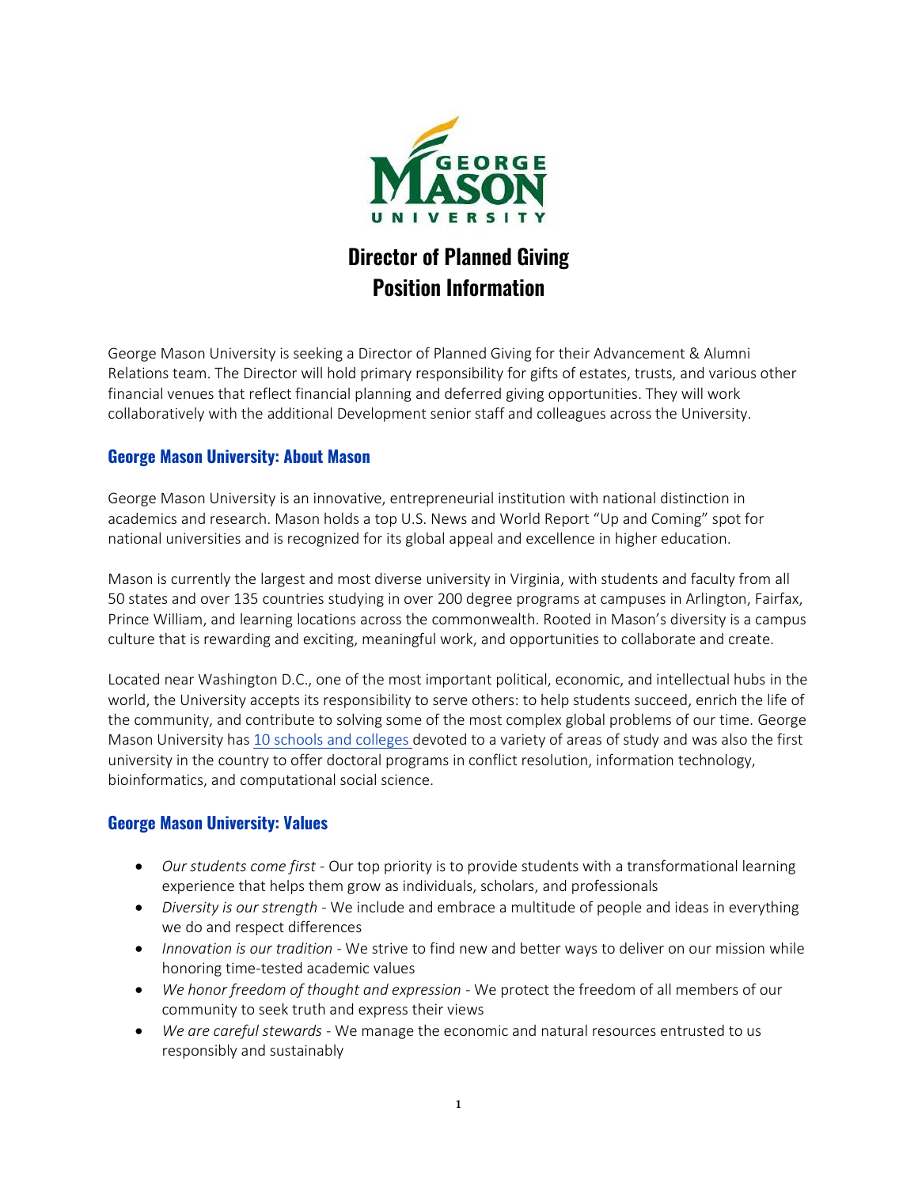# Director of Planned Giving
# Position Information

George Mason University is seeking a Director of Planned Giving for their Advancement & Alumni Relations team. The Director will hold primary responsibility for gifts of estates, trusts, and various other financial venues that reflect financial planning and deferred giving opportunities. They will work collaboratively with the additional Development senior staff and colleagues across the University.

## George Mason University: About Mason

George Mason University is an innovative, entrepreneurial institution with national distinction in academics and research. Mason holds a top U.S. News and World Report "Up and Coming" spot for national universities and is recognized for its global appeal and excellence in higher education.

Mason is currently the largest and most diverse university in Virginia, with students and faculty from all 50 states and over 135 countries studying in over 200 degree programs at campuses in Arlington, Fairfax, Prince William, and learning locations across the commonwealth. Rooted in Mason's diversity is a campus culture that is rewarding and exciting, meaningful work, and opportunities to collaborate and create.

Located near Washington D.C., one of the most important political, economic, and intellectual hubs in the world, the University accepts its responsibility to serve others: to help students succeed, enrich the life of the community, and contribute to solving some of the most complex global problems of our time. George Mason University has 10 schools and colleges devoted to a variety of areas of study and was also the first university in the country to offer doctoral programs in conflict resolution, information technology, bioinformatics, and computational social science.

## George Mason University: Values

- *Our students come first* - Our top priority is to provide students with a transformational learning experience that helps them grow as individuals, scholars, and professionals
- *Diversity is our strength* - We include and embrace a multitude of people and ideas in everything we do and respect differences
- *Innovation is our tradition* - We strive to find new and better ways to deliver on our mission while honoring time-tested academic values
- *We honor freedom of thought and expression* - We protect the freedom of all members of our community to seek truth and express their views
- *We are careful stewards* - We manage the economic and natural resources entrusted to us responsibly and sustainably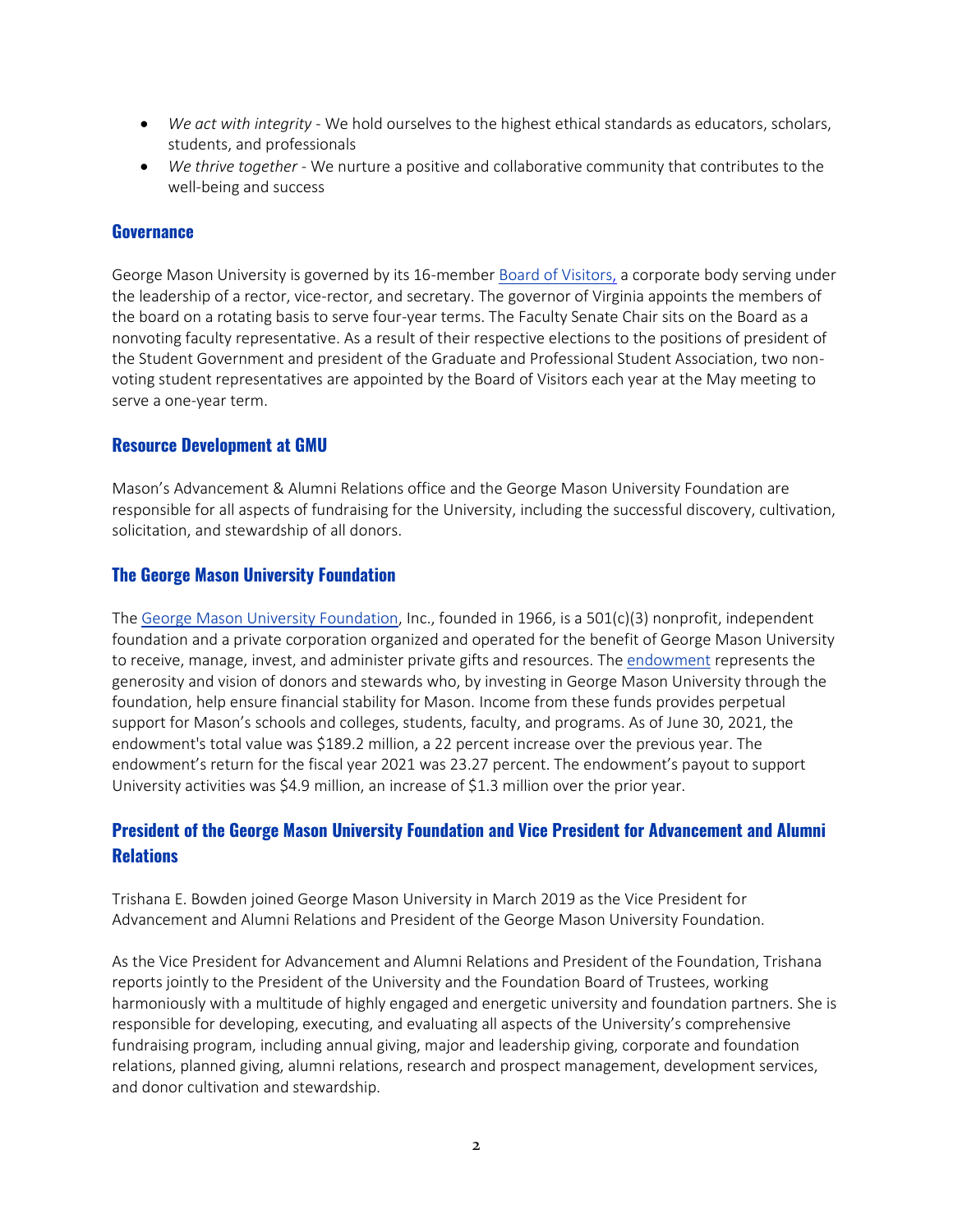- *We act with integrity* - We hold ourselves to the highest ethical standards as educators, scholars, students, and professionals
- *We thrive together* - We nurture a positive and collaborative community that contributes to the well-being and success

## Governance

George Mason University is governed by its 16-member Board of Visitors, a corporate body serving under the leadership of a rector, vice-rector, and secretary. The governor of Virginia appoints the members of the board on a rotating basis to serve four-year terms. The Faculty Senate Chair sits on the Board as a nonvoting faculty representative. As a result of their respective elections to the positions of president of the Student Government and president of the Graduate and Professional Student Association, two non-voting student representatives are appointed by the Board of Visitors each year at the May meeting to serve a one-year term.

## Resource Development at GMU

Mason's Advancement & Alumni Relations office and the George Mason University Foundation are responsible for all aspects of fundraising for the University, including the successful discovery, cultivation, solicitation, and stewardship of all donors.

## The George Mason University Foundation

The George Mason University Foundation, Inc., founded in 1966, is a 501(c)(3) nonprofit, independent foundation and a private corporation organized and operated for the benefit of George Mason University to receive, manage, invest, and administer private gifts and resources. The endowment represents the generosity and vision of donors and stewards who, by investing in George Mason University through the foundation, help ensure financial stability for Mason. Income from these funds provides perpetual support for Mason's schools and colleges, students, faculty, and programs. As of June 30, 2021, the endowment's total value was $189.2 million, a 22 percent increase over the previous year. The endowment's return for the fiscal year 2021 was 23.27 percent. The endowment's payout to support University activities was $4.9 million, an increase of $1.3 million over the prior year.

## President of the George Mason University Foundation and Vice President for Advancement and Alumni Relations

Trishana E. Bowden joined George Mason University in March 2019 as the Vice President for Advancement and Alumni Relations and President of the George Mason University Foundation.

As the Vice President for Advancement and Alumni Relations and President of the Foundation, Trishana reports jointly to the President of the University and the Foundation Board of Trustees, working harmoniously with a multitude of highly engaged and energetic university and foundation partners. She is responsible for developing, executing, and evaluating all aspects of the University's comprehensive fundraising program, including annual giving, major and leadership giving, corporate and foundation relations, planned giving, alumni relations, research and prospect management, development services, and donor cultivation and stewardship.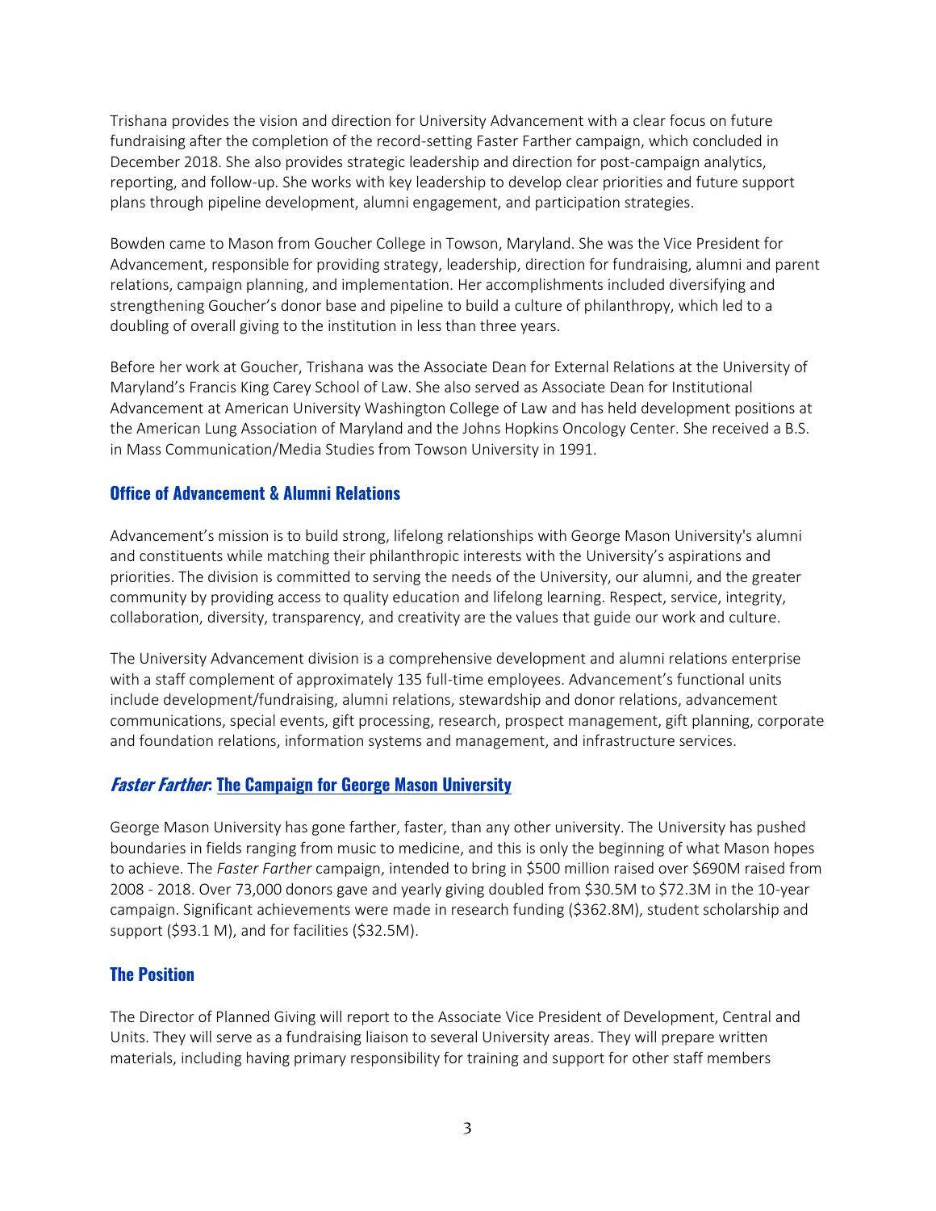Trishana provides the vision and direction for University Advancement with a clear focus on future fundraising after the completion of the record-setting Faster Farther campaign, which concluded in December 2018. She also provides strategic leadership and direction for post-campaign analytics, reporting, and follow-up. She works with key leadership to develop clear priorities and future support plans through pipeline development, alumni engagement, and participation strategies.

Bowden came to Mason from Goucher College in Towson, Maryland. She was the Vice President for Advancement, responsible for providing strategy, leadership, direction for fundraising, alumni and parent relations, campaign planning, and implementation. Her accomplishments included diversifying and strengthening Goucher's donor base and pipeline to build a culture of philanthropy, which led to a doubling of overall giving to the institution in less than three years.

Before her work at Goucher, Trishana was the Associate Dean for External Relations at the University of Maryland's Francis King Carey School of Law. She also served as Associate Dean for Institutional Advancement at American University Washington College of Law and has held development positions at the American Lung Association of Maryland and the Johns Hopkins Oncology Center. She received a B.S. in Mass Communication/Media Studies from Towson University in 1991.

## Office of Advancement & Alumni Relations

Advancement's mission is to build strong, lifelong relationships with George Mason University's alumni and constituents while matching their philanthropic interests with the University's aspirations and priorities. The division is committed to serving the needs of the University, our alumni, and the greater community by providing access to quality education and lifelong learning. Respect, service, integrity, collaboration, diversity, transparency, and creativity are the values that guide our work and culture.

The University Advancement division is a comprehensive development and alumni relations enterprise with a staff complement of approximately 135 full-time employees. Advancement's functional units include development/fundraising, alumni relations, stewardship and donor relations, advancement communications, special events, gift processing, research, prospect management, gift planning, corporate and foundation relations, information systems and management, and infrastructure services.

## *Faster Farther*: The Campaign for George Mason University

George Mason University has gone farther, faster, than any other university. The University has pushed boundaries in fields ranging from music to medicine, and this is only the beginning of what Mason hopes to achieve. The *Faster Farther* campaign, intended to bring in $500 million raised over $690M raised from 2008 - 2018. Over 73,000 donors gave and yearly giving doubled from $30.5M to $72.3M in the 10-year campaign. Significant achievements were made in research funding ($362.8M), student scholarship and support ($93.1 M), and for facilities ($32.5M).

## The Position

The Director of Planned Giving will report to the Associate Vice President of Development, Central and Units. They will serve as a fundraising liaison to several University areas. They will prepare written materials, including having primary responsibility for training and support for other staff members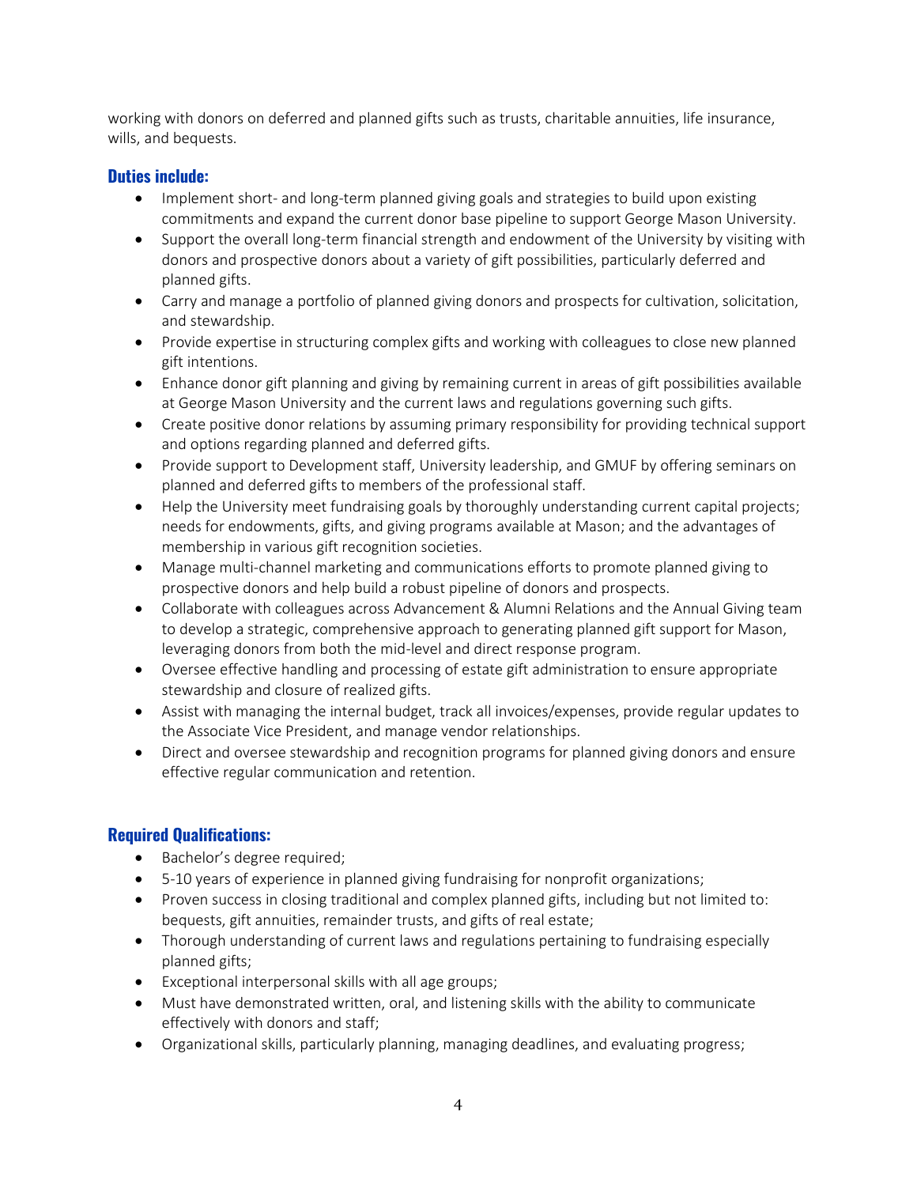working with donors on deferred and planned gifts such as trusts, charitable annuities, life insurance, wills, and bequests.

### Duties include:

- Implement short- and long-term planned giving goals and strategies to build upon existing commitments and expand the current donor base pipeline to support George Mason University.
- Support the overall long-term financial strength and endowment of the University by visiting with donors and prospective donors about a variety of gift possibilities, particularly deferred and planned gifts.
- Carry and manage a portfolio of planned giving donors and prospects for cultivation, solicitation, and stewardship.
- Provide expertise in structuring complex gifts and working with colleagues to close new planned gift intentions.
- Enhance donor gift planning and giving by remaining current in areas of gift possibilities available at George Mason University and the current laws and regulations governing such gifts.
- Create positive donor relations by assuming primary responsibility for providing technical support and options regarding planned and deferred gifts.
- Provide support to Development staff, University leadership, and GMUF by offering seminars on planned and deferred gifts to members of the professional staff.
- Help the University meet fundraising goals by thoroughly understanding current capital projects; needs for endowments, gifts, and giving programs available at Mason; and the advantages of membership in various gift recognition societies.
- Manage multi-channel marketing and communications efforts to promote planned giving to prospective donors and help build a robust pipeline of donors and prospects.
- Collaborate with colleagues across Advancement & Alumni Relations and the Annual Giving team to develop a strategic, comprehensive approach to generating planned gift support for Mason, leveraging donors from both the mid-level and direct response program.
- Oversee effective handling and processing of estate gift administration to ensure appropriate stewardship and closure of realized gifts.
- Assist with managing the internal budget, track all invoices/expenses, provide regular updates to the Associate Vice President, and manage vendor relationships.
- Direct and oversee stewardship and recognition programs for planned giving donors and ensure effective regular communication and retention.

### Required Qualifications:

- Bachelor's degree required;
- 5-10 years of experience in planned giving fundraising for nonprofit organizations;
- Proven success in closing traditional and complex planned gifts, including but not limited to: bequests, gift annuities, remainder trusts, and gifts of real estate;
- Thorough understanding of current laws and regulations pertaining to fundraising especially planned gifts;
- Exceptional interpersonal skills with all age groups;
- Must have demonstrated written, oral, and listening skills with the ability to communicate effectively with donors and staff;
- Organizational skills, particularly planning, managing deadlines, and evaluating progress;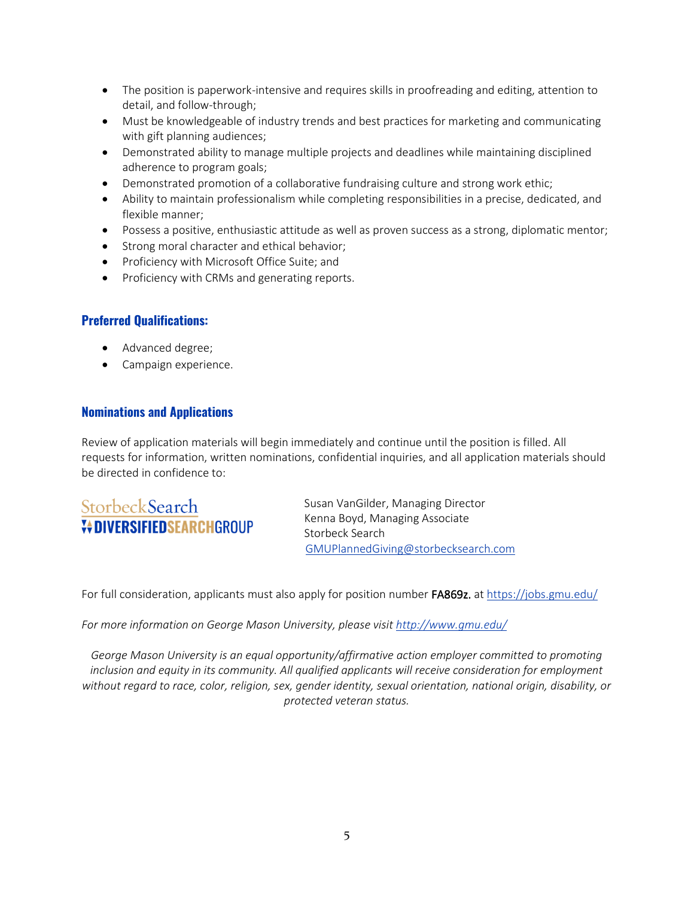- The position is paperwork-intensive and requires skills in proofreading and editing, attention to detail, and follow-through;
- Must be knowledgeable of industry trends and best practices for marketing and communicating with gift planning audiences;
- Demonstrated ability to manage multiple projects and deadlines while maintaining disciplined adherence to program goals;
- Demonstrated promotion of a collaborative fundraising culture and strong work ethic;
- Ability to maintain professionalism while completing responsibilities in a precise, dedicated, and flexible manner;
- Possess a positive, enthusiastic attitude as well as proven success as a strong, diplomatic mentor;
- Strong moral character and ethical behavior;
- Proficiency with Microsoft Office Suite; and
- Proficiency with CRMs and generating reports.

### Preferred Qualifications:

- Advanced degree;
- Campaign experience.

### Nominations and Applications

Review of application materials will begin immediately and continue until the position is filled. All requests for information, written nominations, confidential inquiries, and all application materials should be directed in confidence to:

StorbeckSearch
DIVERSIFIEDSEARCHGROUP

Susan VanGilder, Managing Director
Kenna Boyd, Managing Associate
Storbeck Search
GMUPlannedGiving@storbecksearch.com

For full consideration, applicants must also apply for position number **FA869z.** at https://jobs.gmu.edu/

*For more information on George Mason University, please visit http://www.gmu.edu/*

*George Mason University is an equal opportunity/affirmative action employer committed to promoting inclusion and equity in its community. All qualified applicants will receive consideration for employment without regard to race, color, religion, sex, gender identity, sexual orientation, national origin, disability, or protected veteran status.*